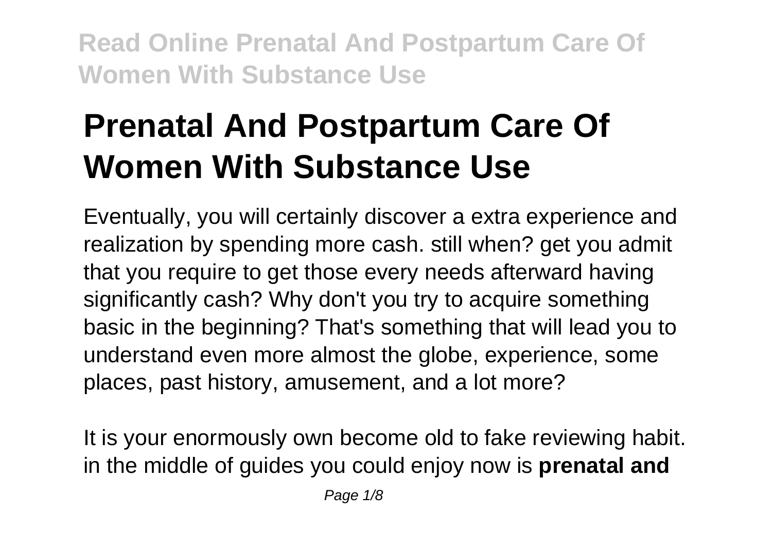# Prenatal And Postpartum Care Of Women With Substance Use

Eventually, you will certainly discover a extra experience and realization by spending more cash. still when? get you admit that you require to get those every needs afterward having significantly cash? Why don't you try to acquire something basic in the beginning? That's something that will lead you to understand even more almost the globe, experience, some places, past history, amusement, and a lot more?

It is your enormously own become old to fake reviewing habit. in the middle of guides you could enjoy now is **prenatal and**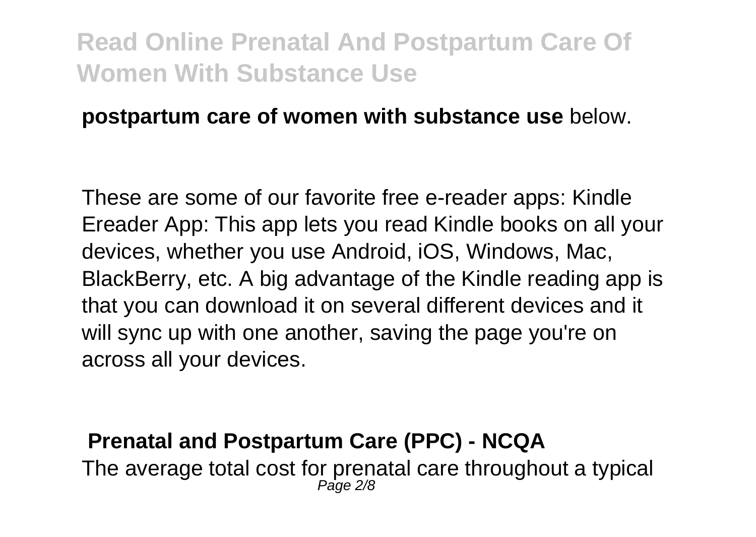**postpartum care of women with substance use** below.

These are some of our favorite free e-reader apps: Kindle Ereader App: This app lets you read Kindle books on all your devices, whether you use Android, iOS, Windows, Mac, BlackBerry, etc. A big advantage of the Kindle reading app is that you can download it on several different devices and it will sync up with one another, saving the page you're on across all your devices.

## Prenatal and Postpartum Care (PPC) - NCQA

The average total cost for prenatal care throughout a typical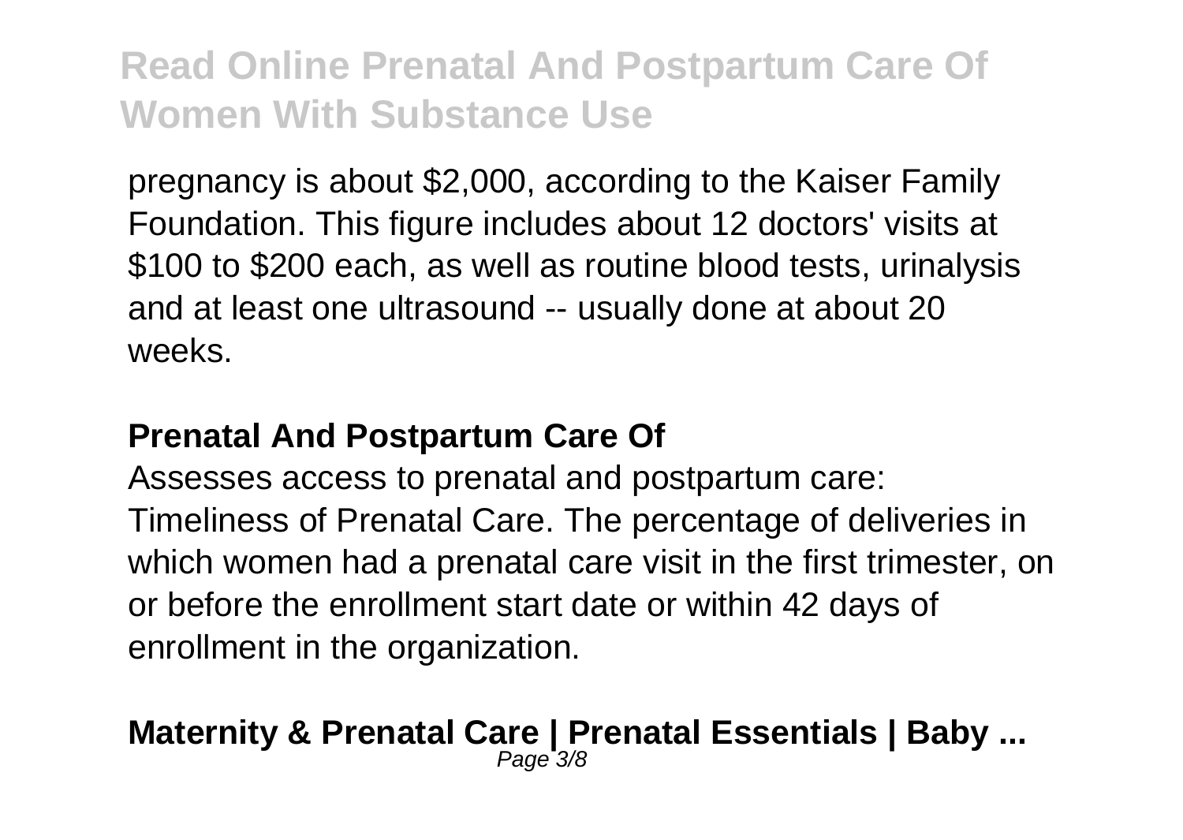pregnancy is about $2,000, according to the Kaiser Family Foundation. This figure includes about 12 doctors' visits at $100 to $200 each, as well as routine blood tests, urinalysis and at least one ultrasound -- usually done at about 20 weeks.

**Prenatal And Postpartum Care Of**

Assesses access to prenatal and postpartum care: Timeliness of Prenatal Care. The percentage of deliveries in which women had a prenatal care visit in the first trimester, on or before the enrollment start date or within 42 days of enrollment in the organization.

**Maternity & Prenatal Care | Prenatal Essentials | Baby ...**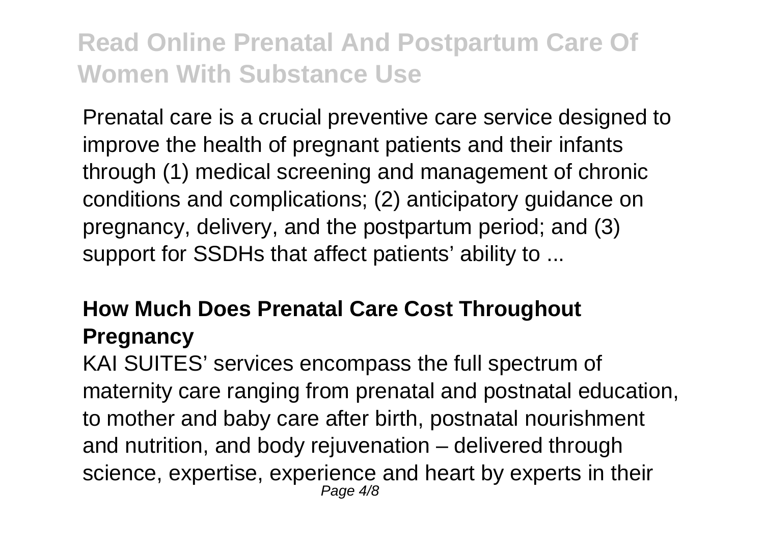Prenatal care is a crucial preventive care service designed to improve the health of pregnant patients and their infants through (1) medical screening and management of chronic conditions and complications; (2) anticipatory guidance on pregnancy, delivery, and the postpartum period; and (3) support for SSDHs that affect patients' ability to ...

## How Much Does Prenatal Care Cost Throughout Pregnancy

KAI SUITES' services encompass the full spectrum of maternity care ranging from prenatal and postnatal education, to mother and baby care after birth, postnatal nourishment and nutrition, and body rejuvenation – delivered through science, expertise, experience and heart by experts in their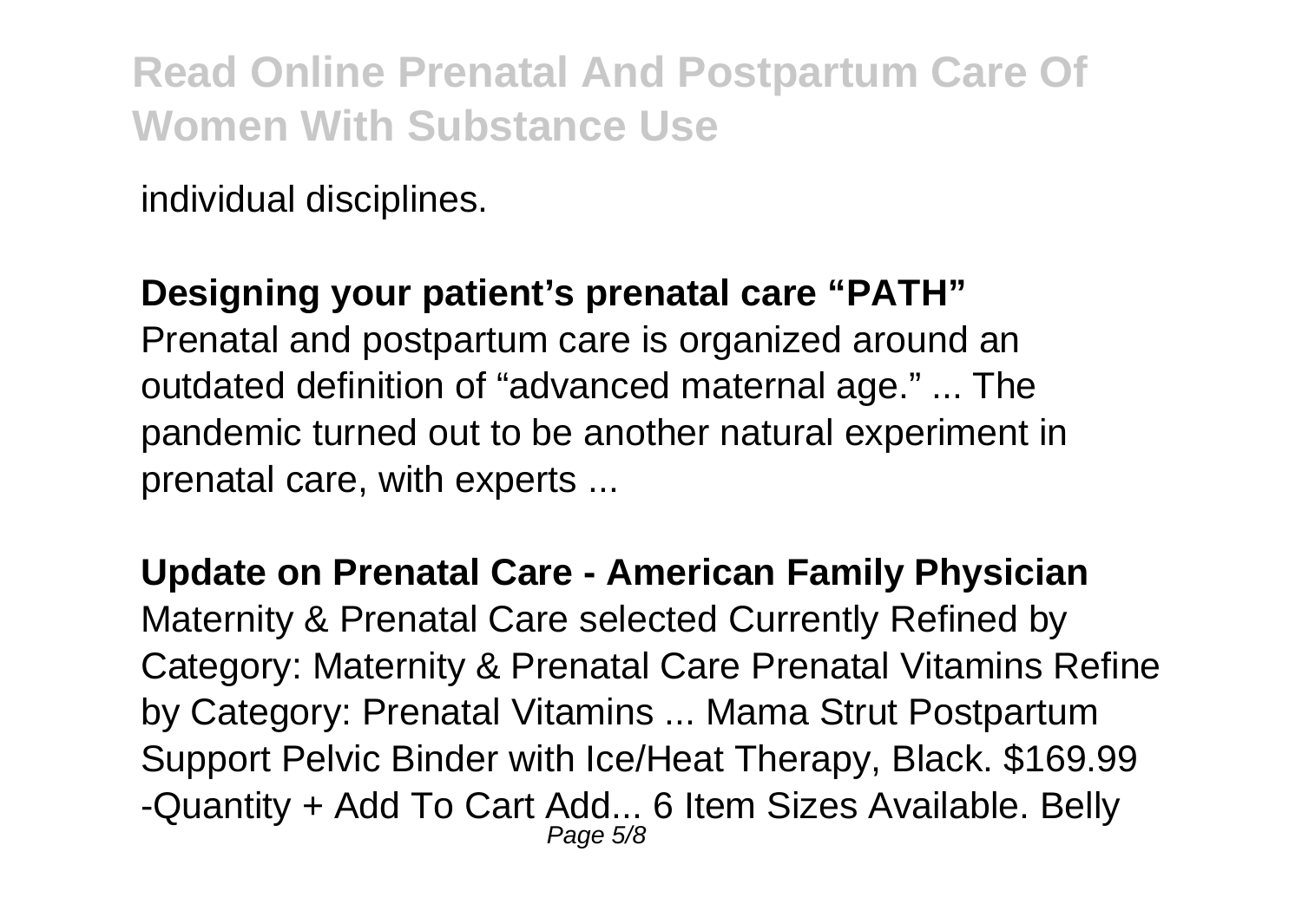individual disciplines.

**Designing your patient's prenatal care "PATH"**

Prenatal and postpartum care is organized around an outdated definition of "advanced maternal age." ... The pandemic turned out to be another natural experiment in prenatal care, with experts ...

**Update on Prenatal Care - American Family Physician**

Maternity & Prenatal Care selected Currently Refined by Category: Maternity & Prenatal Care Prenatal Vitamins Refine by Category: Prenatal Vitamins ... Mama Strut Postpartum Support Pelvic Binder with Ice/Heat Therapy, Black. $169.99 -Quantity + Add To Cart Add... 6 Item Sizes Available. Belly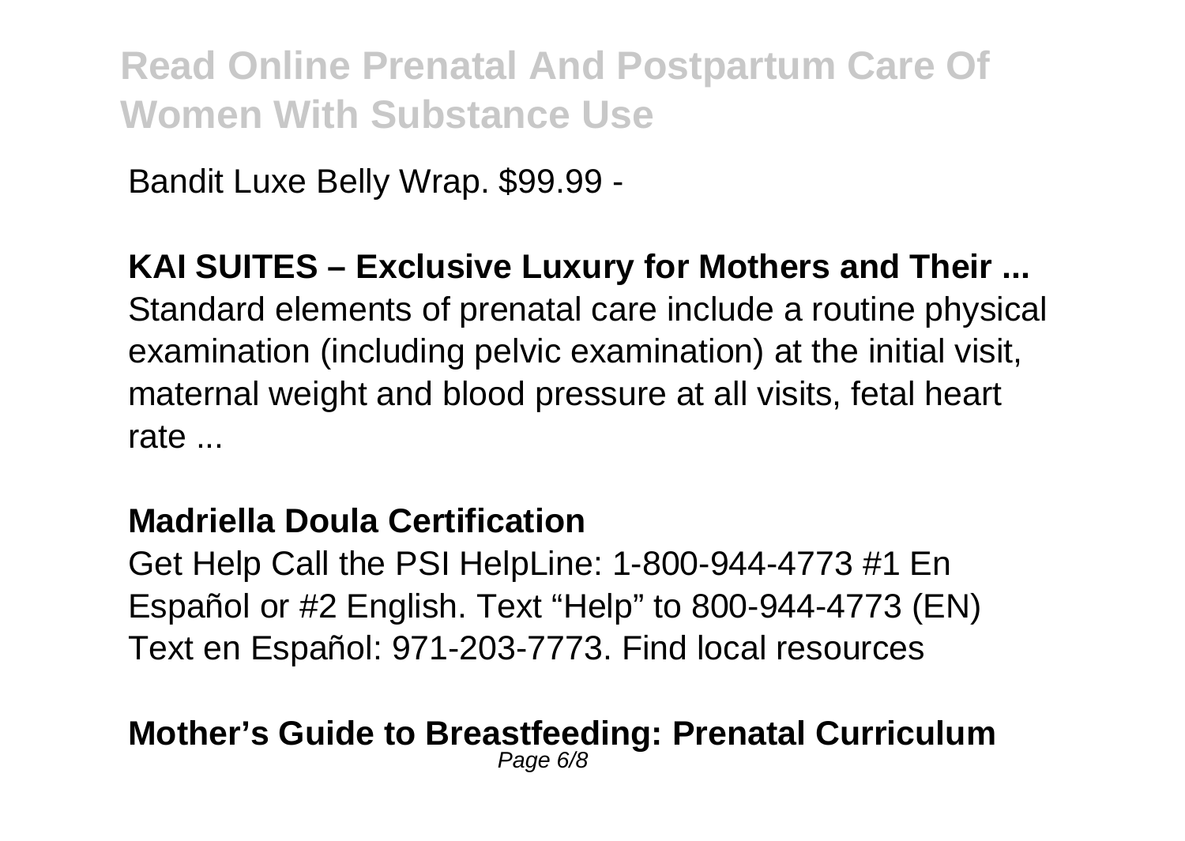Bandit Luxe Belly Wrap. $99.99 -

**KAI SUITES – Exclusive Luxury for Mothers and Their ...**

Standard elements of prenatal care include a routine physical examination (including pelvic examination) at the initial visit, maternal weight and blood pressure at all visits, fetal heart rate ...

**Madriella Doula Certification**

Get Help Call the PSI HelpLine: 1-800-944-4773 #1 En Español or #2 English. Text "Help" to 800-944-4773 (EN) Text en Español: 971-203-7773. Find local resources

**Mother's Guide to Breastfeeding: Prenatal Curriculum**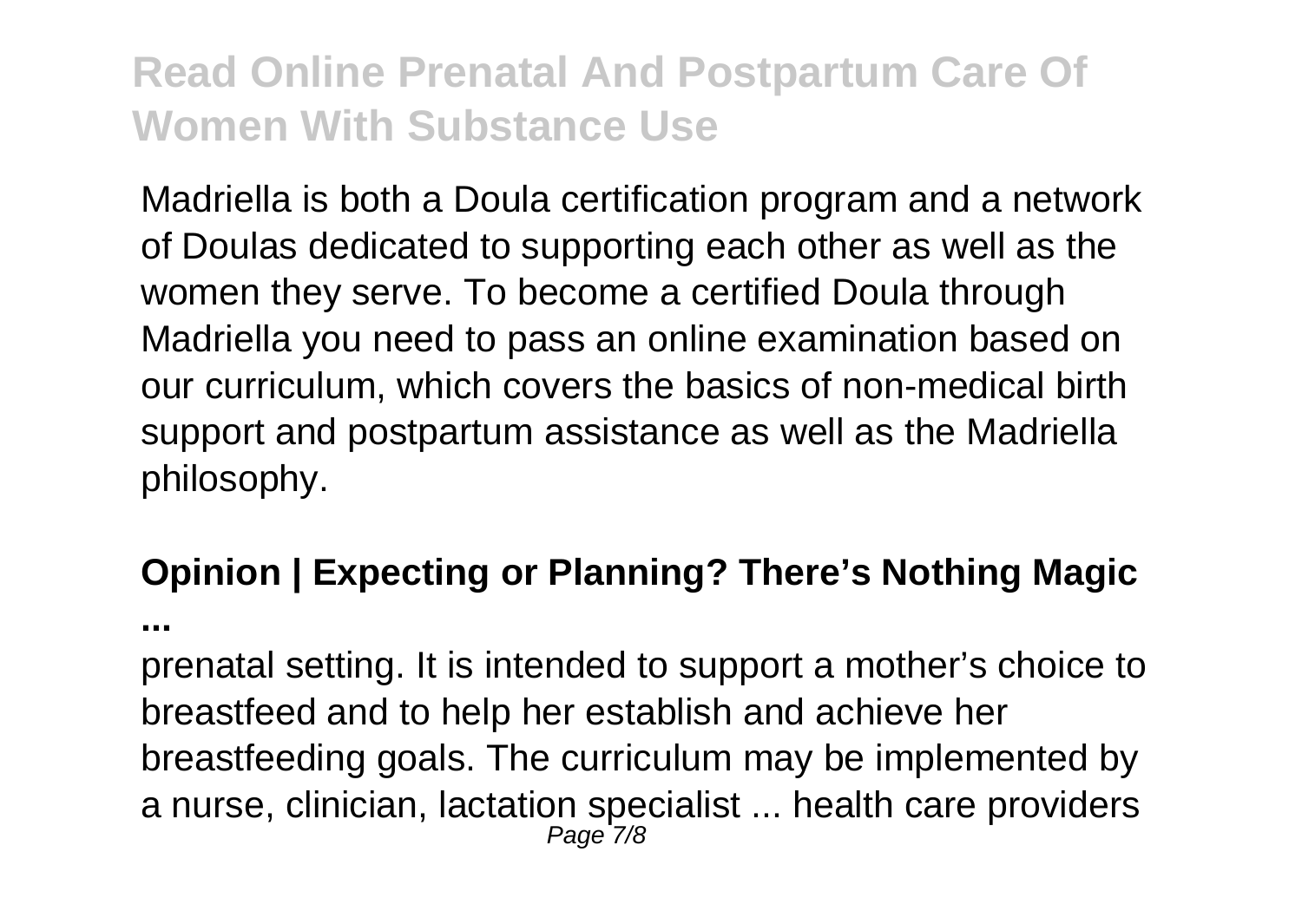Madriella is both a Doula certification program and a network of Doulas dedicated to supporting each other as well as the women they serve. To become a certified Doula through Madriella you need to pass an online examination based on our curriculum, which covers the basics of non-medical birth support and postpartum assistance as well as the Madriella philosophy.

**Opinion | Expecting or Planning? There's Nothing Magic ...**

prenatal setting. It is intended to support a mother's choice to breastfeed and to help her establish and achieve her breastfeeding goals. The curriculum may be implemented by a nurse, clinician, lactation specialist ... health care providers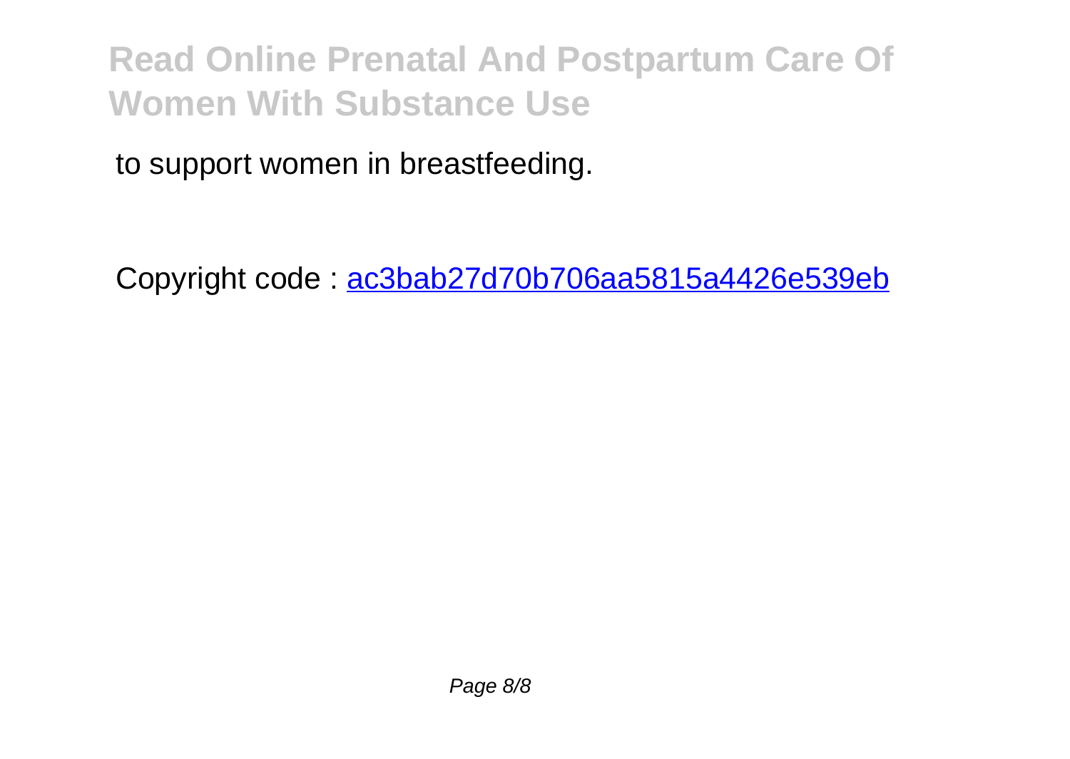to support women in breastfeeding.

Copyright code : [ac3bab27d70b706aa5815a4426e539eb](ac3bab27d70b706aa5815a4426e539eb)